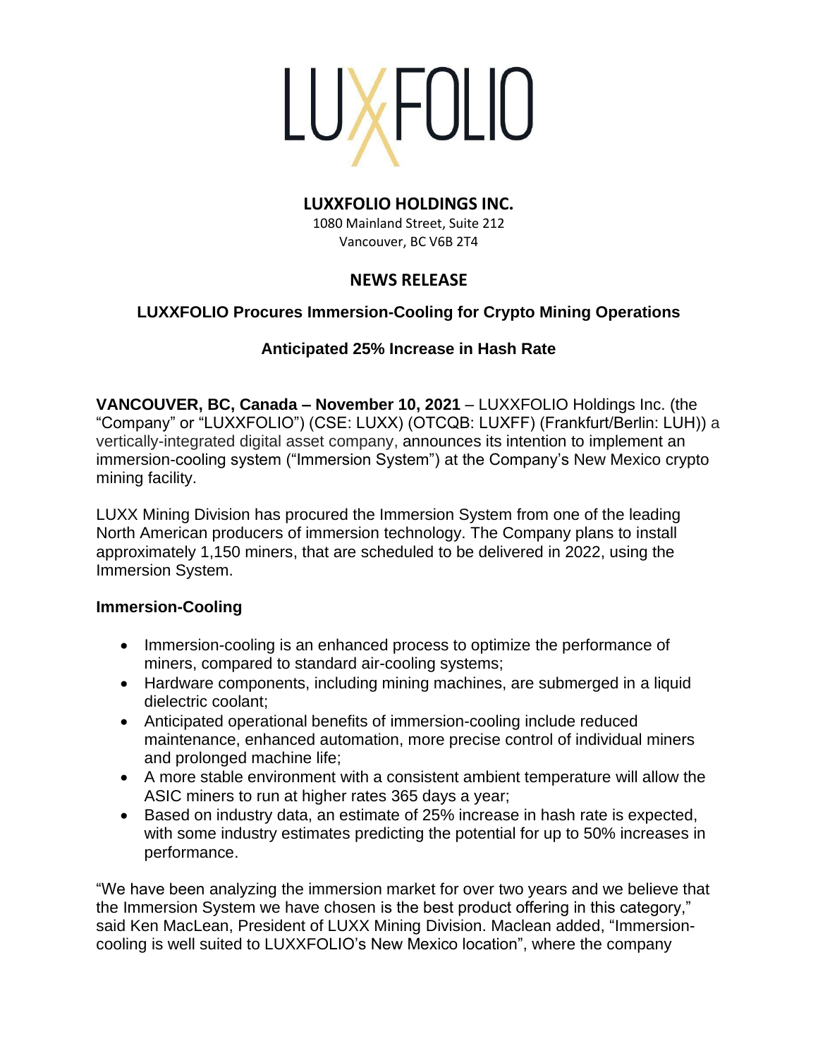LUXFOLIO

# LUXXFOLIO HOLDINGS INC.

1080 Mainland Street, Suite 212
Vancouver, BC V6B 2T4

## NEWS RELEASE

### LUXXFOLIO Procures Immersion-Cooling for Crypto Mining Operations

### Anticipated 25% Increase in Hash Rate

**VANCOUVER, BC, Canada – November 10, 2021** – LUXXFOLIO Holdings Inc. (the "Company" or "LUXXFOLIO") (CSE: LUXX) (OTCQB: LUXFF) (Frankfurt/Berlin: LUH)) a vertically-integrated digital asset company, announces its intention to implement an immersion-cooling system ("Immersion System") at the Company's New Mexico crypto mining facility.

LUXX Mining Division has procured the Immersion System from one of the leading North American producers of immersion technology. The Company plans to install approximately 1,150 miners, that are scheduled to be delivered in 2022, using the Immersion System.

**Immersion-Cooling**

- Immersion-cooling is an enhanced process to optimize the performance of miners, compared to standard air-cooling systems;
- Hardware components, including mining machines, are submerged in a liquid dielectric coolant;
- Anticipated operational benefits of immersion-cooling include reduced maintenance, enhanced automation, more precise control of individual miners and prolonged machine life;
- A more stable environment with a consistent ambient temperature will allow the ASIC miners to run at higher rates 365 days a year;
- Based on industry data, an estimate of 25% increase in hash rate is expected, with some industry estimates predicting the potential for up to 50% increases in performance.

"We have been analyzing the immersion market for over two years and we believe that the Immersion System we have chosen is the best product offering in this category," said Ken MacLean, President of LUXX Mining Division. Maclean added, "Immersion-cooling is well suited to LUXXFOLIO's New Mexico location", where the company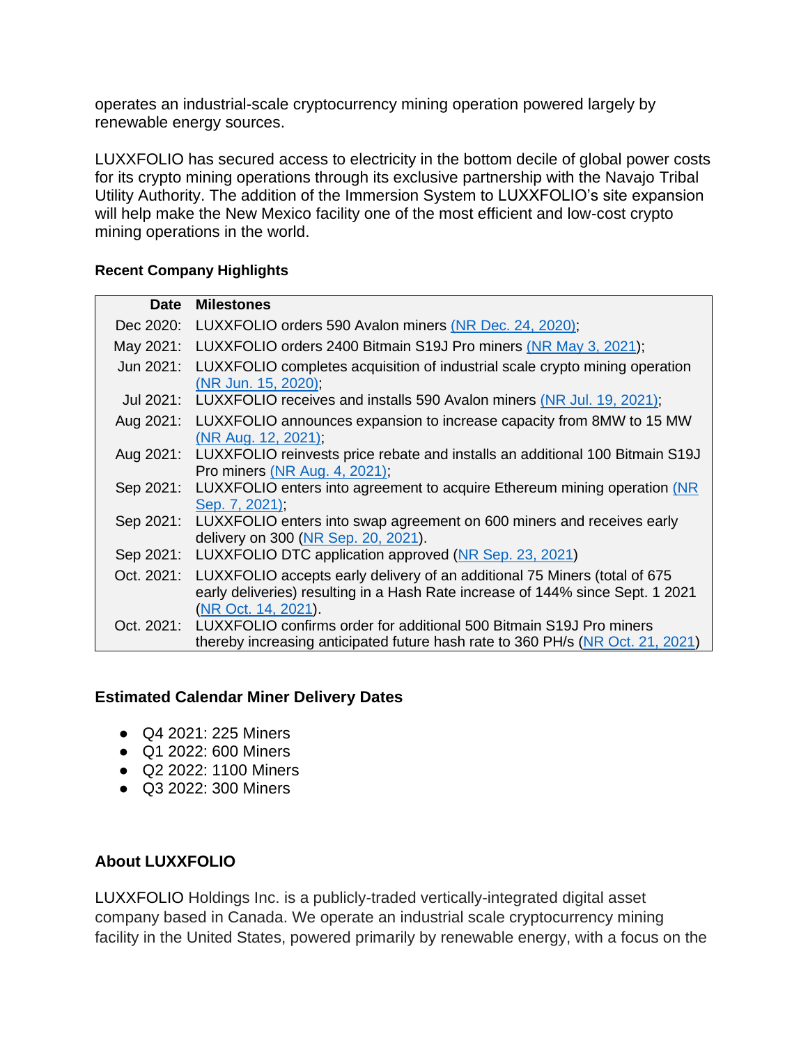operates an industrial-scale cryptocurrency mining operation powered largely by renewable energy sources.

LUXXFOLIO has secured access to electricity in the bottom decile of global power costs for its crypto mining operations through its exclusive partnership with the Navajo Tribal Utility Authority. The addition of the Immersion System to LUXXFOLIO's site expansion will help make the New Mexico facility one of the most efficient and low-cost crypto mining operations in the world.

### Recent Company Highlights

| Date | Milestones |
|---|---|
| Dec 2020: | LUXXFOLIO orders 590 Avalon miners (NR Dec. 24, 2020); |
| May 2021: | LUXXFOLIO orders 2400 Bitmain S19J Pro miners (NR May 3, 2021); |
| Jun 2021: | LUXXFOLIO completes acquisition of industrial scale crypto mining operation (NR Jun. 15, 2020); |
| Jul 2021: | LUXXFOLIO receives and installs 590 Avalon miners (NR Jul. 19, 2021); |
| Aug 2021: | LUXXFOLIO announces expansion to increase capacity from 8MW to 15 MW (NR Aug. 12, 2021); |
| Aug 2021: | LUXXFOLIO reinvests price rebate and installs an additional 100 Bitmain S19J Pro miners (NR Aug. 4, 2021); |
| Sep 2021: | LUXXFOLIO enters into agreement to acquire Ethereum mining operation (NR Sep. 7, 2021); |
| Sep 2021: | LUXXFOLIO enters into swap agreement on 600 miners and receives early delivery on 300 (NR Sep. 20, 2021). |
| Sep 2021: | LUXXFOLIO DTC application approved (NR Sep. 23, 2021) |
| Oct. 2021: | LUXXFOLIO accepts early delivery of an additional 75 Miners (total of 675 early deliveries) resulting in a Hash Rate increase of 144% since Sept. 1 2021 (NR Oct. 14, 2021). |
| Oct. 2021: | LUXXFOLIO confirms order for additional 500 Bitmain S19J Pro miners thereby increasing anticipated future hash rate to 360 PH/s (NR Oct. 21, 2021) |

### Estimated Calendar Miner Delivery Dates

- Q4 2021: 225 Miners
- Q1 2022: 600 Miners
- Q2 2022: 1100 Miners
- Q3 2022: 300 Miners

### About LUXXFOLIO

LUXXFOLIO Holdings Inc. is a publicly-traded vertically-integrated digital asset company based in Canada. We operate an industrial scale cryptocurrency mining facility in the United States, powered primarily by renewable energy, with a focus on the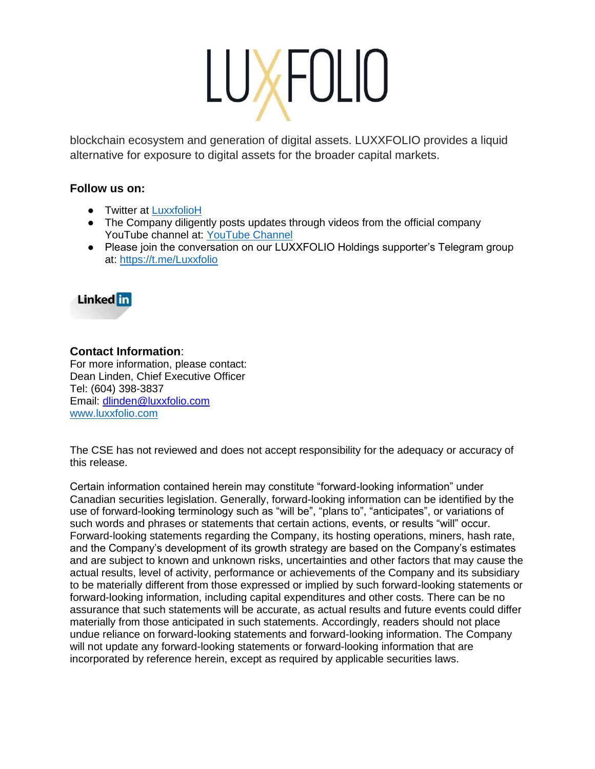LUXXFOLIO

blockchain ecosystem and generation of digital assets. LUXXFOLIO provides a liquid alternative for exposure to digital assets for the broader capital markets.

**Follow us on:**

- Twitter at LuxxfolioH
- The Company diligently posts updates through videos from the official company YouTube channel at: YouTube Channel
- Please join the conversation on our LUXXFOLIO Holdings supporter's Telegram group at: https://t.me/Luxxfolio

LinkedIn

**Contact Information**:
For more information, please contact:
Dean Linden, Chief Executive Officer
Tel: (604) 398-3837
Email: dlinden@luxxfolio.com
www.luxxfolio.com

The CSE has not reviewed and does not accept responsibility for the adequacy or accuracy of this release.

Certain information contained herein may constitute "forward-looking information" under Canadian securities legislation. Generally, forward-looking information can be identified by the use of forward-looking terminology such as "will be", "plans to", "anticipates", or variations of such words and phrases or statements that certain actions, events, or results "will" occur. Forward-looking statements regarding the Company, its hosting operations, miners, hash rate, and the Company's development of its growth strategy are based on the Company's estimates and are subject to known and unknown risks, uncertainties and other factors that may cause the actual results, level of activity, performance or achievements of the Company and its subsidiary to be materially different from those expressed or implied by such forward-looking statements or forward-looking information, including capital expenditures and other costs. There can be no assurance that such statements will be accurate, as actual results and future events could differ materially from those anticipated in such statements. Accordingly, readers should not place undue reliance on forward-looking statements and forward-looking information. The Company will not update any forward-looking statements or forward-looking information that are incorporated by reference herein, except as required by applicable securities laws.